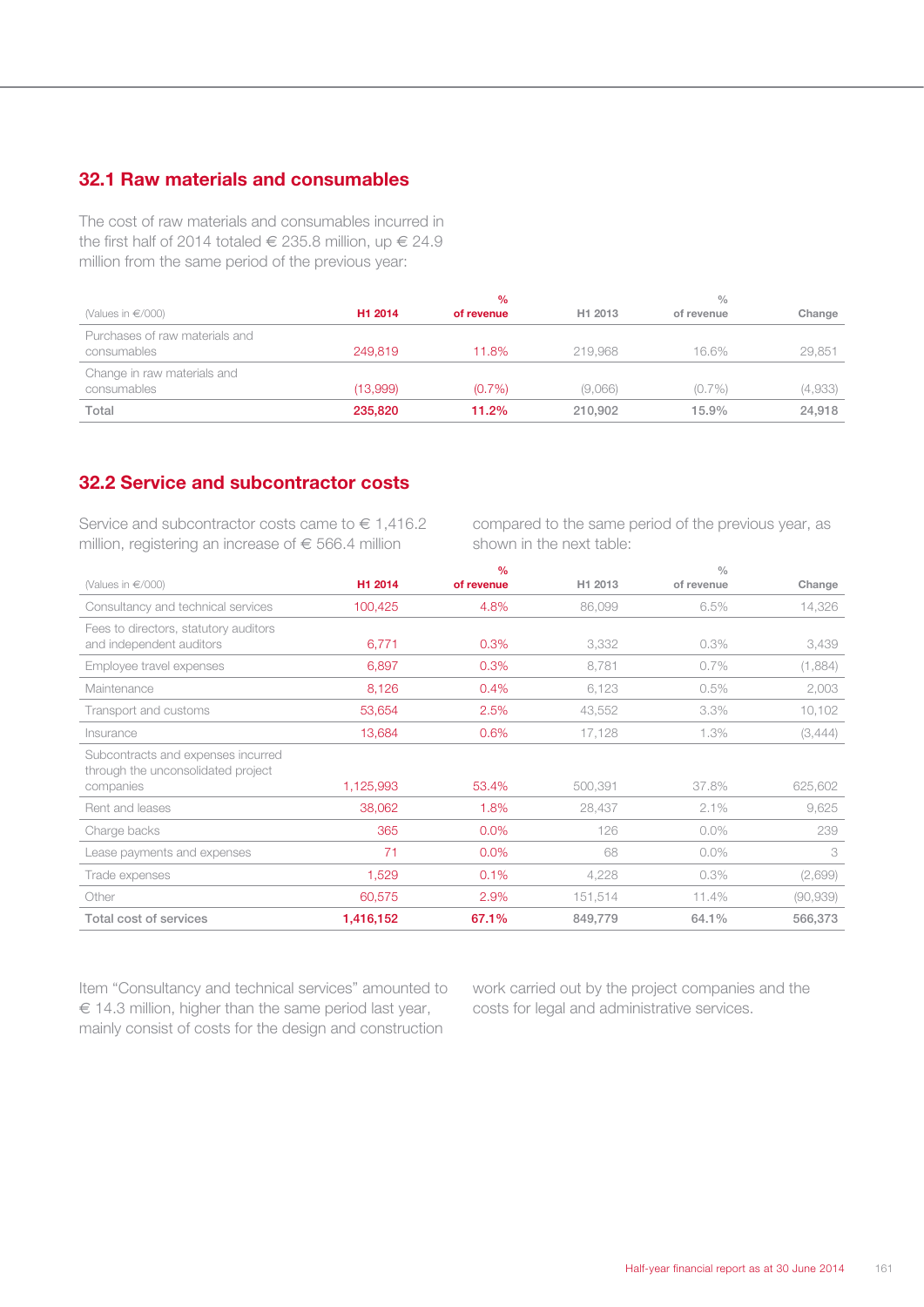## 32.1 Raw materials and consumables

The cost of raw materials and consumables incurred in the first half of 2014 totaled € 235.8 million, up € 24.9 million from the same period of the previous year:

| (Values in €/000) | H1 2014 | % of revenue | H1 2013 | % of revenue | Change |
|---|---|---|---|---|---|
| Purchases of raw materials and consumables | 249,819 | 11.8% | 219,968 | 16.6% | 29,851 |
| Change in raw materials and consumables | (13,999) | (0.7%) | (9,066) | (0.7%) | (4,933) |
| **Total** | **235,820** | **11.2%** | **210,902** | **15.9%** | **24,918** |

## 32.2 Service and subcontractor costs

Service and subcontractor costs came to € 1,416.2 million, registering an increase of € 566.4 million compared to the same period of the previous year, as shown in the next table:

| (Values in €/000) | H1 2014 | % of revenue | H1 2013 | % of revenue | Change |
|---|---|---|---|---|---|
| Consultancy and technical services | 100,425 | 4.8% | 86,099 | 6.5% | 14,326 |
| Fees to directors, statutory auditors and independent auditors | 6,771 | 0.3% | 3,332 | 0.3% | 3,439 |
| Employee travel expenses | 6,897 | 0.3% | 8,781 | 0.7% | (1,884) |
| Maintenance | 8,126 | 0.4% | 6,123 | 0.5% | 2,003 |
| Transport and customs | 53,654 | 2.5% | 43,552 | 3.3% | 10,102 |
| Insurance | 13,684 | 0.6% | 17,128 | 1.3% | (3,444) |
| Subcontracts and expenses incurred through the unconsolidated project companies | 1,125,993 | 53.4% | 500,391 | 37.8% | 625,602 |
| Rent and leases | 38,062 | 1.8% | 28,437 | 2.1% | 9,625 |
| Charge backs | 365 | 0.0% | 126 | 0.0% | 239 |
| Lease payments and expenses | 71 | 0.0% | 68 | 0.0% | 3 |
| Trade expenses | 1,529 | 0.1% | 4,228 | 0.3% | (2,699) |
| Other | 60,575 | 2.9% | 151,514 | 11.4% | (90,939) |
| **Total cost of services** | **1,416,152** | **67.1%** | **849,779** | **64.1%** | **566,373** |

Item "Consultancy and technical services" amounted to € 14.3 million, higher than the same period last year, mainly consist of costs for the design and construction work carried out by the project companies and the costs for legal and administrative services.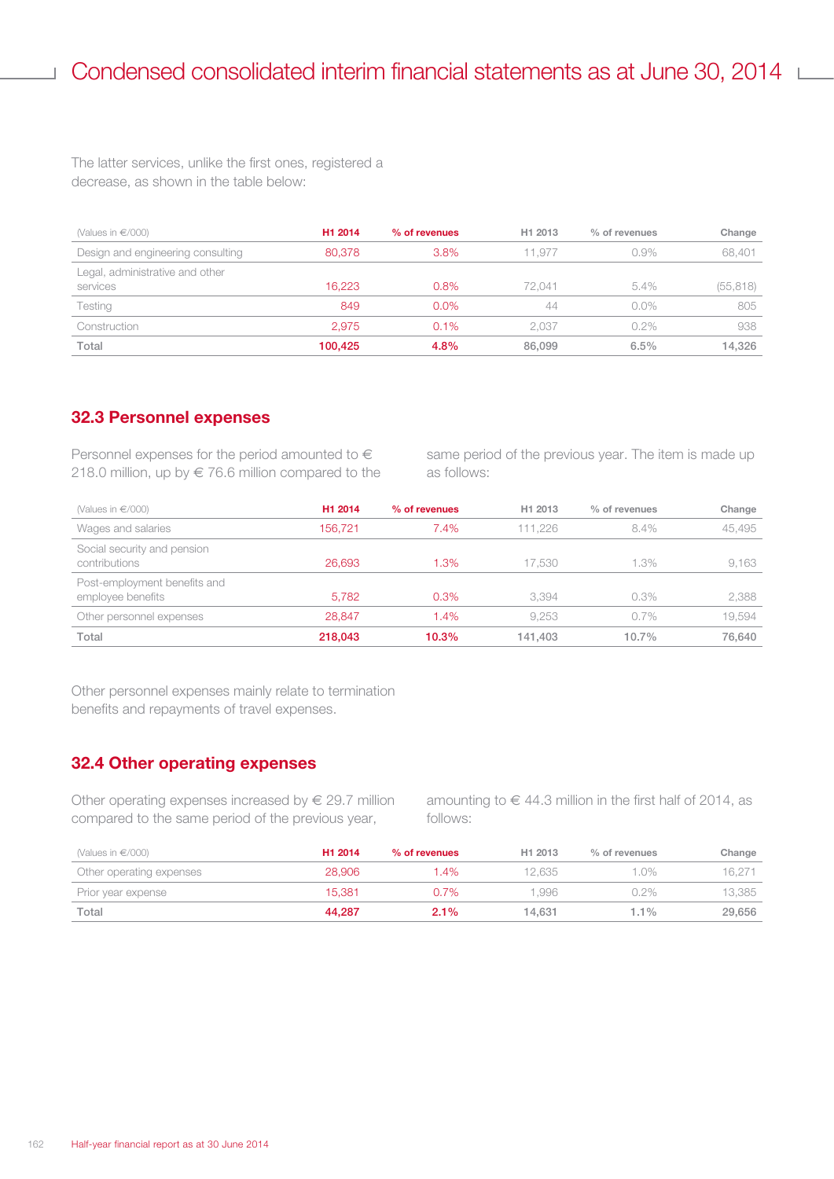The latter services, unlike the first ones, registered a decrease, as shown in the table below:

| (Values in €/000) | H1 2014 | % of revenues | H1 2013 | % of revenues | Change |
|---|---|---|---|---|---|
| Design and engineering consulting | 80,378 | 3.8% | 11,977 | 0.9% | 68,401 |
| Legal, administrative and other services | 16,223 | 0.8% | 72,041 | 5.4% | (55,818) |
| Testing | 849 | 0.0% | 44 | 0.0% | 805 |
| Construction | 2,975 | 0.1% | 2,037 | 0.2% | 938 |
| **Total** | **100,425** | **4.8%** | **86,099** | **6.5%** | **14,326** |

## 32.3 Personnel expenses

Personnel expenses for the period amounted to € 218.0 million, up by € 76.6 million compared to the same period of the previous year. The item is made up as follows:

| (Values in €/000) | H1 2014 | % of revenues | H1 2013 | % of revenues | Change |
|---|---|---|---|---|---|
| Wages and salaries | 156,721 | 7.4% | 111,226 | 8.4% | 45,495 |
| Social security and pension contributions | 26,693 | 1.3% | 17,530 | 1.3% | 9,163 |
| Post-employment benefits and employee benefits | 5,782 | 0.3% | 3,394 | 0.3% | 2,388 |
| Other personnel expenses | 28,847 | 1.4% | 9,253 | 0.7% | 19,594 |
| **Total** | **218,043** | **10.3%** | **141,403** | **10.7%** | **76,640** |

Other personnel expenses mainly relate to termination benefits and repayments of travel expenses.

## 32.4 Other operating expenses

Other operating expenses increased by € 29.7 million compared to the same period of the previous year, amounting to € 44.3 million in the first half of 2014, as follows:

| (Values in €/000) | H1 2014 | % of revenues | H1 2013 | % of revenues | Change |
|---|---|---|---|---|---|
| Other operating expenses | 28,906 | 1.4% | 12,635 | 1.0% | 16,271 |
| Prior year expense | 15,381 | 0.7% | 1,996 | 0.2% | 13,385 |
| **Total** | **44,287** | **2.1%** | **14,631** | **1.1%** | **29,656** |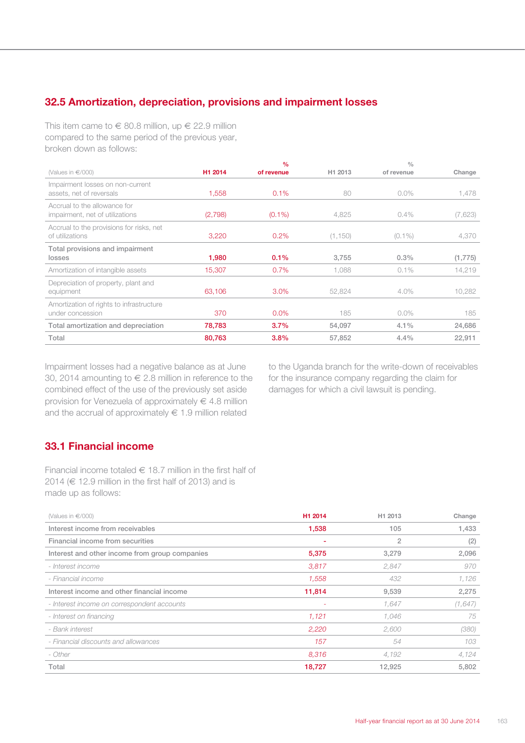## 32.5 Amortization, depreciation, provisions and impairment losses

This item came to € 80.8 million, up € 22.9 million compared to the same period of the previous year, broken down as follows:

| (Values in €/000) | H1 2014 | % of revenue | H1 2013 | % of revenue | Change |
|---|---|---|---|---|---|
| Impairment losses on non-current assets, net of reversals | 1,558 | 0.1% | 80 | 0.0% | 1,478 |
| Accrual to the allowance for impairment, net of utilizations | (2,798) | (0.1%) | 4,825 | 0.4% | (7,623) |
| Accrual to the provisions for risks, net of utilizations | 3,220 | 0.2% | (1,150) | (0.1%) | 4,370 |
| **Total provisions and impairment losses** | **1,980** | **0.1%** | **3,755** | **0.3%** | **(1,775)** |
| Amortization of intangible assets | 15,307 | 0.7% | 1,088 | 0.1% | 14,219 |
| Depreciation of property, plant and equipment | 63,106 | 3.0% | 52,824 | 4.0% | 10,282 |
| Amortization of rights to infrastructure under concession | 370 | 0.0% | 185 | 0.0% | 185 |
| **Total amortization and depreciation** | **78,783** | **3.7%** | **54,097** | **4.1%** | **24,686** |
| **Total** | **80,763** | **3.8%** | **57,852** | **4.4%** | **22,911** |

Impairment losses had a negative balance as at June 30, 2014 amounting to € 2.8 million in reference to the combined effect of the use of the previously set aside provision for Venezuela of approximately € 4.8 million and the accrual of approximately € 1.9 million related to the Uganda branch for the write-down of receivables for the insurance company regarding the claim for damages for which a civil lawsuit is pending.

## 33.1 Financial income

Financial income totaled € 18.7 million in the first half of 2014 (€ 12.9 million in the first half of 2013) and is made up as follows:

| (Values in €/000) | H1 2014 | H1 2013 | Change |
|---|---|---|---|
| **Interest income from receivables** | **1,538** | **105** | **1,433** |
| **Financial income from securities** | **-** | **2** | **(2)** |
| **Interest and other income from group companies** | **5,375** | **3,279** | **2,096** |
| *- Interest income* | *3,817* | *2,847* | *970* |
| *- Financial income* | *1,558* | *432* | *1,126* |
| **Interest income and other financial income** | **11,814** | **9,539** | **2,275** |
| *- Interest income on correspondent accounts* | *-* | *1,647* | *(1,647)* |
| *- Interest on financing* | *1,121* | *1,046* | *75* |
| *- Bank interest* | *2,220* | *2,600* | *(380)* |
| *- Financial discounts and allowances* | *157* | *54* | *103* |
| *- Other* | *8,316* | *4,192* | *4,124* |
| **Total** | **18,727** | **12,925** | **5,802** |